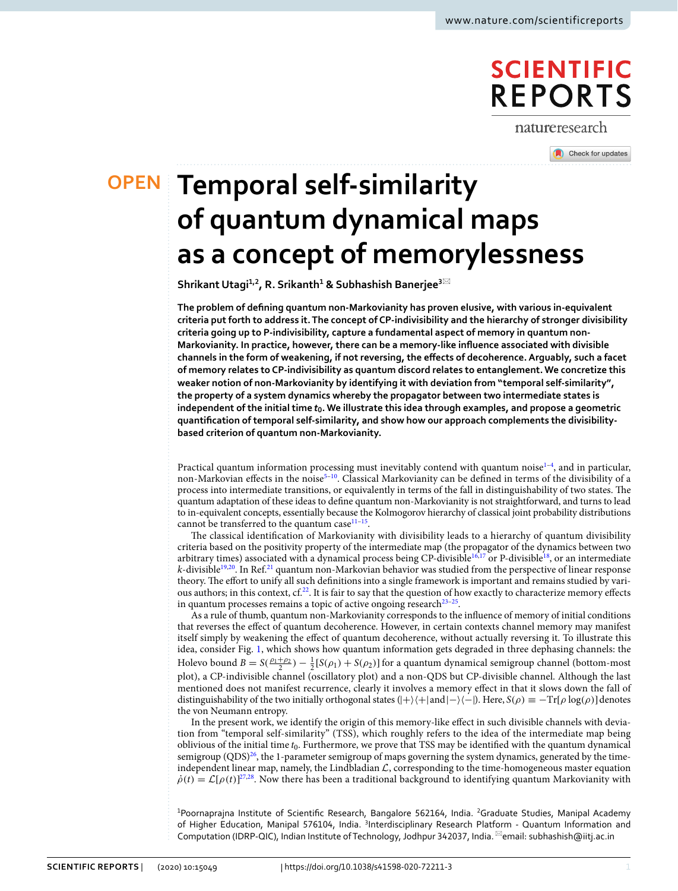# Temporal self-similarity of quantum dynamical maps as a concept of memorylessness

**Shrikant Utagi[1,2], R. Srikanth[1] & Subhashish Banerjee[3]**

**The problem of defining quantum non-Markovianity has proven elusive, with various in-equivalent criteria put forth to address it. The concept of CP-indivisibility and the hierarchy of stronger divisibility criteria going up to P-indivisibility, capture a fundamental aspect of memory in quantum non-Markovianity. In practice, however, there can be a memory-like influence associated with divisible channels in the form of weakening, if not reversing, the effects of decoherence. Arguably, such a facet of memory relates to CP-indivisibility as quantum discord relates to entanglement. We concretize this weaker notion of non-Markovianity by identifying it with deviation from "temporal self-similarity", the property of a system dynamics whereby the propagator between two intermediate states is independent of the initial time $t_0$. We illustrate this idea through examples, and propose a geometric quantification of temporal self-similarity, and show how our approach complements the divisibility-based criterion of quantum non-Markovianity.**

Practical quantum information processing must inevitably contend with quantum noise[1–4], and in particular, non-Markovian effects in the noise[5–10]. Classical Markovianity can be defined in terms of the divisibility of a process into intermediate transitions, or equivalently in terms of the fall in distinguishability of two states. The quantum adaptation of these ideas to define quantum non-Markovianity is not straightforward, and turns to lead to in-equivalent concepts, essentially because the Kolmogorov hierarchy of classical joint probability distributions cannot be transferred to the quantum case[11–15].

The classical identification of Markovianity with divisibility leads to a hierarchy of quantum divisibility criteria based on the positivity property of the intermediate map (the propagator of the dynamics between two arbitrary times) associated with a dynamical process being CP-divisible[16,17] or P-divisible[18], or an intermediate $k$-divisible[19,20]. In Ref.[21] quantum non-Markovian behavior was studied from the perspective of linear response theory. The effort to unify all such definitions into a single framework is important and remains studied by various authors; in this context, cf.[22]. It is fair to say that the question of how exactly to characterize memory effects in quantum processes remains a topic of active ongoing research[23–25].

As a rule of thumb, quantum non-Markovianity corresponds to the influence of memory of initial conditions that reverses the effect of quantum decoherence. However, in certain contexts channel memory may manifest itself simply by weakening the effect of quantum decoherence, without actually reversing it. To illustrate this idea, consider Fig. 1, which shows how quantum information gets degraded in three dephasing channels: the Holevo bound $B = S(\frac{\rho_1+\rho_2}{2}) - \frac{1}{2}[S(\rho_1) + S(\rho_2)]$ for a quantum dynamical semigroup channel (bottom-most plot), a CP-indivisible channel (oscillatory plot) and a non-QDS but CP-divisible channel. Although the last mentioned does not manifest recurrence, clearly it involves a memory effect in that it slows down the fall of distinguishability of the two initially orthogonal states ($|+\rangle\langle+|$ and $|-\rangle\langle-|$). Here, $S(\rho) \equiv -\mathrm{Tr}[\rho \log(\rho)]$ denotes the von Neumann entropy.

In the present work, we identify the origin of this memory-like effect in such divisible channels with deviation from "temporal self-similarity" (TSS), which roughly refers to the idea of the intermediate map being oblivious of the initial time $t_0$. Furthermore, we prove that TSS may be identified with the quantum dynamical semigroup (QDS)[26], the 1-parameter semigroup of maps governing the system dynamics, generated by the time-independent linear map, namely, the Lindbladian $\mathcal{L}$, corresponding to the time-homogeneous master equation $\dot{\rho}(t) = \mathcal{L}[\rho(t)]$[27,28]. Now there has been a traditional background to identifying quantum Markovianity with

[1]Poornaprajna Institute of Scientific Research, Bangalore 562164, India. [2]Graduate Studies, Manipal Academy of Higher Education, Manipal 576104, India. [3]Interdisciplinary Research Platform - Quantum Information and Computation (IDRP-QIC), Indian Institute of Technology, Jodhpur 342037, India. email: subhashish@iitj.ac.in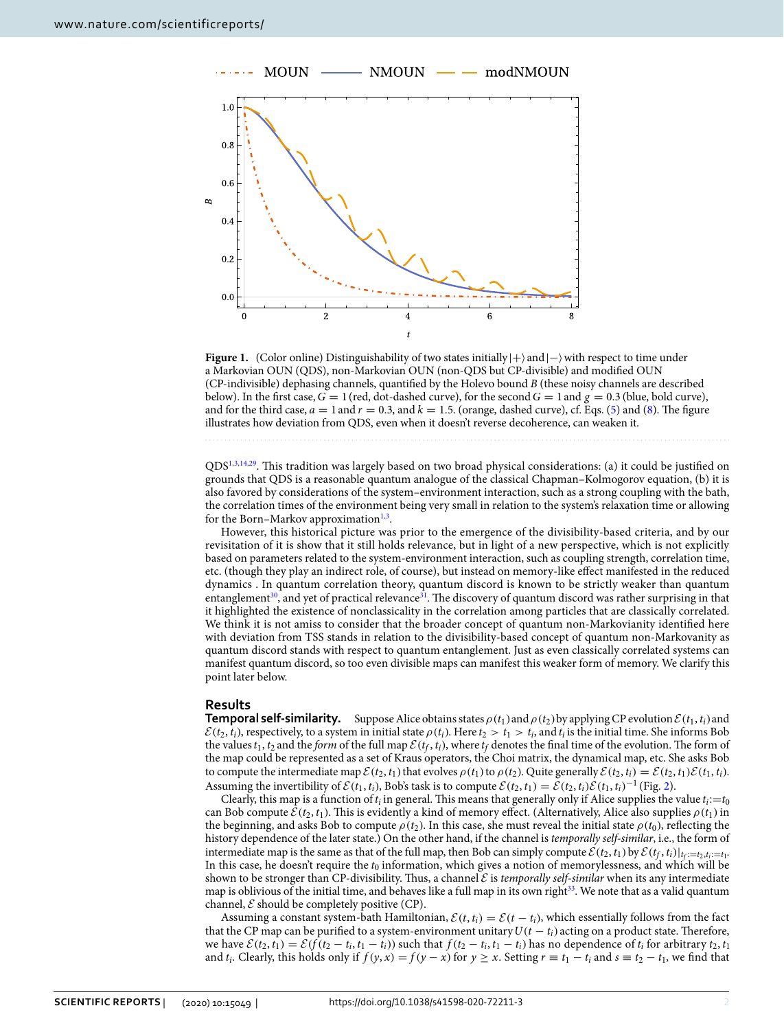**Figure 1.** (Color online) Distinguishability of two states initially $|+\rangle$ and $|-\rangle$ with respect to time under a Markovian OUN (QDS), non-Markovian OUN (non-QDS but CP-divisible) and modified OUN (CP-indivisible) dephasing channels, quantified by the Holevo bound $B$ (these noisy channels are described below). In the first case, $G = 1$ (red, dot-dashed curve), for the second $G = 1$ and $g = 0.3$ (blue, bold curve), and for the third case, $a = 1$ and $r = 0.3$, and $k = 1.5$. (orange, dashed curve), cf. Eqs. (5) and (8). The figure illustrates how deviation from QDS, even when it doesn't reverse decoherence, can weaken it.

QDS[1,3,14,29]. This tradition was largely based on two broad physical considerations: (a) it could be justified on grounds that QDS is a reasonable quantum analogue of the classical Chapman–Kolmogorov equation, (b) it is also favored by considerations of the system–environment interaction, such as a strong coupling with the bath, the correlation times of the environment being very small in relation to the system's relaxation time or allowing for the Born–Markov approximation[1,3].

However, this historical picture was prior to the emergence of the divisibility-based criteria, and by our revisitation of it is show that it still holds relevance, but in light of a new perspective, which is not explicitly based on parameters related to the system-environment interaction, such as coupling strength, correlation time, etc. (though they play an indirect role, of course), but instead on memory-like effect manifested in the reduced dynamics . In quantum correlation theory, quantum discord is known to be strictly weaker than quantum entanglement[30], and yet of practical relevance[31]. The discovery of quantum discord was rather surprising in that it highlighted the existence of nonclassicality in the correlation among particles that are classically correlated. We think it is not amiss to consider that the broader concept of quantum non-Markovianity identified here with deviation from TSS stands in relation to the divisibility-based concept of quantum non-Markovianity as quantum discord stands with respect to quantum entanglement. Just as even classically correlated systems can manifest quantum discord, so too even divisible maps can manifest this weaker form of memory. We clarify this point later below.

## Results

**Temporal self-similarity.** Suppose Alice obtains states $\rho(t_1)$ and $\rho(t_2)$ by applying CP evolution $\mathcal{E}(t_1, t_i)$ and $\mathcal{E}(t_2, t_i)$, respectively, to a system in initial state $\rho(t_i)$. Here $t_2 > t_1 > t_i$, and $t_i$ is the initial time. She informs Bob the values $t_1, t_2$ and the *form* of the full map $\mathcal{E}(t_f, t_i)$, where $t_f$ denotes the final time of the evolution. The form of the map could be represented as a set of Kraus operators, the Choi matrix, the dynamical map, etc. She asks Bob to compute the intermediate map $\mathcal{E}(t_2, t_1)$ that evolves $\rho(t_1)$ to $\rho(t_2)$. Quite generally $\mathcal{E}(t_2, t_i) = \mathcal{E}(t_2, t_1)\mathcal{E}(t_1, t_i)$. Assuming the invertibility of $\mathcal{E}(t_1, t_i)$, Bob's task is to compute $\mathcal{E}(t_2, t_1) = \mathcal{E}(t_2, t_i)\mathcal{E}(t_1, t_i)^{-1}$ (Fig. 2).

Clearly, this map is a function of $t_i$ in general. This means that generally only if Alice supplies the value $t_i := t_0$ can Bob compute $\mathcal{E}(t_2, t_1)$. This is evidently a kind of memory effect. (Alternatively, Alice also supplies $\rho(t_1)$ in the beginning, and asks Bob to compute $\rho(t_2)$. In this case, she must reveal the initial state $\rho(t_0)$, reflecting the history dependence of the later state.) On the other hand, if the channel is *temporally self-similar*, i.e., the form of intermediate map is the same as that of the full map, then Bob can simply compute $\mathcal{E}(t_2, t_1)$ by $\mathcal{E}(t_f, t_i)|_{t_f := t_2, t_i := t_1}$. In this case, he doesn't require the $t_0$ information, which gives a notion of memorylessness, and which will be shown to be stronger than CP-divisibility. Thus, a channel $\mathcal{E}$ is *temporally self-similar* when its any intermediate map is oblivious of the initial time, and behaves like a full map in its own right[33]. We note that as a valid quantum channel, $\mathcal{E}$ should be completely positive (CP).

Assuming a constant system-bath Hamiltonian, $\mathcal{E}(t, t_i) = \mathcal{E}(t - t_i)$, which essentially follows from the fact that the CP map can be purified to a system-environment unitary $U(t - t_i)$ acting on a product state. Therefore, we have $\mathcal{E}(t_2, t_1) = \mathcal{E}(f(t_2 - t_i, t_1 - t_i))$ such that $f(t_2 - t_i, t_1 - t_i)$ has no dependence of $t_i$ for arbitrary $t_2, t_1$ and $t_i$. Clearly, this holds only if $f(y, x) = f(y - x)$ for $y \geq x$. Setting $r \equiv t_1 - t_i$ and $s \equiv t_2 - t_1$, we find that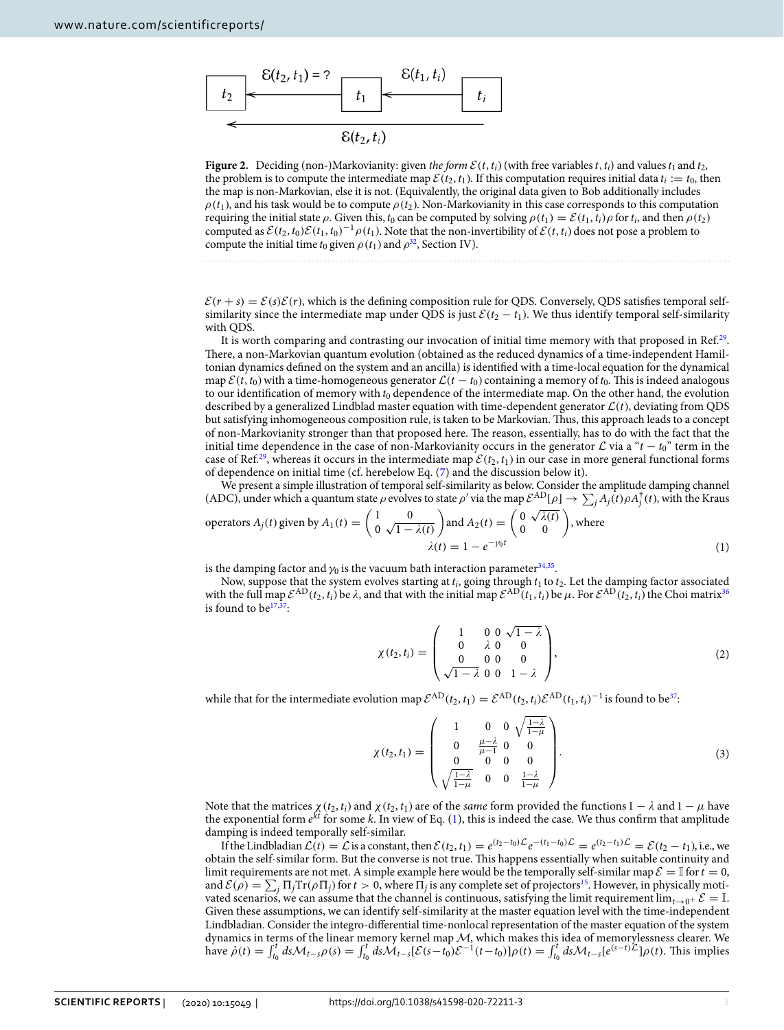**Figure 2.** Deciding (non-)Markovianity: given *the form* $\mathcal{E}(t, t_i)$ (with free variables $t, t_i$) and values $t_1$ and $t_2$, the problem is to compute the intermediate map $\mathcal{E}(t_2, t_1)$. If this computation requires initial data $t_i := t_0$, then the map is non-Markovian, else it is not. (Equivalently, the original data given to Bob additionally includes $\rho(t_1)$, and his task would be to compute $\rho(t_2)$. Non-Markovianity in this case corresponds to this computation requiring the initial state $\rho$. Given this, $t_0$ can be computed by solving $\rho(t_1) = \mathcal{E}(t_1, t_i)\rho$ for $t_i$, and then $\rho(t_2)$ computed as $\mathcal{E}(t_2, t_0)\mathcal{E}(t_1, t_0)^{-1}\rho(t_1)$. Note that the non-invertibility of $\mathcal{E}(t, t_i)$ does not pose a problem to compute the initial time $t_0$ given $\rho(t_1)$ and $\rho$[32], Section IV).

$\mathcal{E}(r + s) = \mathcal{E}(s)\mathcal{E}(r)$, which is the defining composition rule for QDS. Conversely, QDS satisfies temporal self-similarity since the intermediate map under QDS is just $\mathcal{E}(t_2 - t_1)$. We thus identify temporal self-similarity with QDS.

It is worth comparing and contrasting our invocation of initial time memory with that proposed in Ref.[29]. There, a non-Markovian quantum evolution (obtained as the reduced dynamics of a time-independent Hamiltonian dynamics defined on the system and an ancilla) is identified with a time-local equation for the dynamical map $\mathcal{E}(t, t_0)$ with a time-homogeneous generator $\mathcal{L}(t - t_0)$ containing a memory of $t_0$. This is indeed analogous to our identification of memory with $t_0$ dependence of the intermediate map. On the other hand, the evolution described by a generalized Lindblad master equation with time-dependent generator $\mathcal{L}(t)$, deviating from QDS but satisfying inhomogeneous composition rule, is taken to be Markovian. Thus, this approach leads to a concept of non-Markovianity stronger than that proposed here. The reason, essentially, has to do with the fact that the initial time dependence in the case of non-Markovianity occurs in the generator $\mathcal{L}$ via a "$t - t_0$" term in the case of Ref.[29], whereas it occurs in the intermediate map $\mathcal{E}(t_2, t_1)$ in our case in more general functional forms of dependence on initial time (cf. herebelow Eq. (7) and the discussion below it).

We present a simple illustration of temporal self-similarity as below. Consider the amplitude damping channel (ADC), under which a quantum state $\rho$ evolves to state $\rho'$ via the map $\mathcal{E}^{\text{AD}}[\rho] \rightarrow \sum_j A_j(t)\rho A_j^\dagger(t)$, with the Kraus operators $A_j(t)$ given by $A_1(t) = \begin{pmatrix} 1 & 0 \\ 0 & \sqrt{1-\lambda(t)} \end{pmatrix}$ and $A_2(t) = \begin{pmatrix} 0 & \sqrt{\lambda(t)} \\ 0 & 0 \end{pmatrix}$, where

$$\lambda(t) = 1 - e^{-\gamma_0 t} \tag{1}$$

is the damping factor and $\gamma_0$ is the vacuum bath interaction parameter[34,35].

Now, suppose that the system evolves starting at $t_i$, going through $t_1$ to $t_2$. Let the damping factor associated with the full map $\mathcal{E}^{\text{AD}}(t_2, t_i)$ be $\lambda$, and that with the initial map $\mathcal{E}^{\text{AD}}(t_1, t_i)$ be $\mu$. For $\mathcal{E}^{\text{AD}}(t_2, t_i)$ the Choi matrix[36] is found to be[17,37]:

$$\chi(t_2, t_i) = \begin{pmatrix} 1 & 0 & 0 & \sqrt{1-\lambda} \\ 0 & \lambda & 0 & 0 \\ 0 & 0 & 0 & 0 \\ \sqrt{1-\lambda} & 0 & 0 & 1-\lambda \end{pmatrix}, \tag{2}$$

while that for the intermediate evolution map $\mathcal{E}^{\text{AD}}(t_2, t_1) = \mathcal{E}^{\text{AD}}(t_2, t_i)\mathcal{E}^{\text{AD}}(t_1, t_i)^{-1}$ is found to be[37]:

$$\chi(t_2, t_1) = \begin{pmatrix} 1 & 0 & 0 & \sqrt{\frac{1-\lambda}{1-\mu}} \\ 0 & \frac{\mu-\lambda}{\mu-1} & 0 & 0 \\ 0 & 0 & 0 & 0 \\ \sqrt{\frac{1-\lambda}{1-\mu}} & 0 & 0 & \frac{1-\lambda}{1-\mu} \end{pmatrix}. \tag{3}$$

Note that the matrices $\chi(t_2, t_i)$ and $\chi(t_2, t_1)$ are of the *same* form provided the functions $1 - \lambda$ and $1 - \mu$ have the exponential form $e^{kt}$ for some $k$. In view of Eq. (1), this is indeed the case. We thus confirm that amplitude damping is indeed temporally self-similar.

If the Lindbladian $\mathcal{L}(t) = \mathcal{L}$ is a constant, then $\mathcal{E}(t_2, t_1) = e^{(t_2-t_0)\mathcal{L}}e^{-(t_1-t_0)\mathcal{L}} = e^{(t_2-t_1)\mathcal{L}} = \mathcal{E}(t_2 - t_1)$, i.e., we obtain the self-similar form. But the converse is not true. This happens essentially when suitable continuity and limit requirements are not met. A simple example here would be the temporally self-similar map $\mathcal{E} = \mathbb{I}$ for $t = 0$, and $\mathcal{E}(\rho) = \sum_j \Pi_j \text{Tr}(\rho\Pi_j)$ for $t > 0$, where $\Pi_j$ is any complete set of projectors[15]. However, in physically motivated scenarios, we can assume that the channel is continuous, satisfying the limit requirement $\lim_{t\to 0^+} \mathcal{E} = \mathbb{I}$. Given these assumptions, we can identify self-similarity at the master equation level with the time-independent Lindbladian. Consider the integro-differential time-nonlocal representation of the master equation of the system dynamics in terms of the linear memory kernel map $\mathcal{M}$, which makes this idea of memorylessness clearer. We have $\dot{\rho}(t) = \int_{t_0}^t ds\mathcal{M}_{t-s}\rho(s) = \int_{t_0}^t ds\mathcal{M}_{t-s}[\mathcal{E}(s-t_0)\mathcal{E}^{-1}(t-t_0)]\rho(t) = \int_{t_0}^t ds\mathcal{M}_{t-s}[e^{(s-t)\mathcal{L}}]\rho(t)$. This implies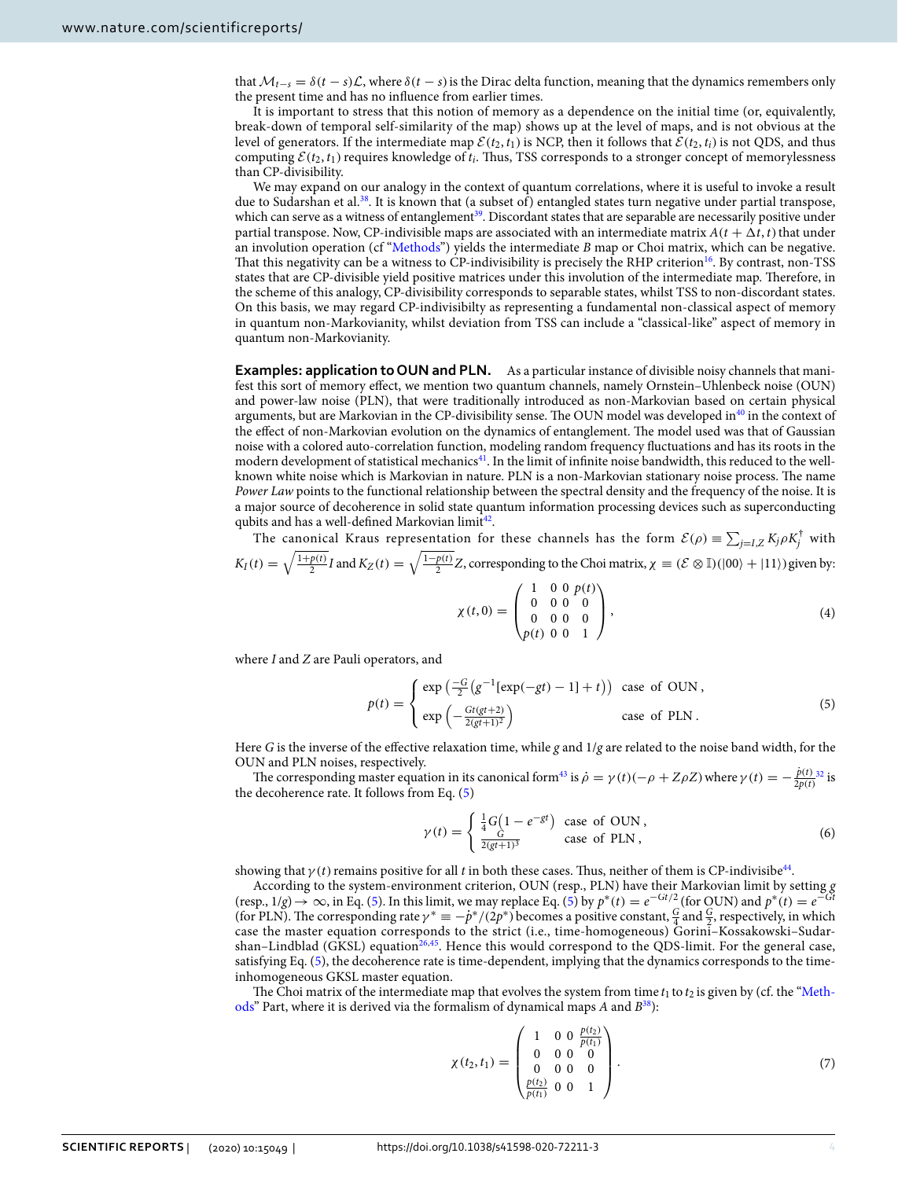that $\mathcal{M}_{t-s} = \delta(t-s)\mathcal{L}$, where $\delta(t-s)$ is the Dirac delta function, meaning that the dynamics remembers only the present time and has no influence from earlier times.

It is important to stress that this notion of memory as a dependence on the initial time (or, equivalently, break-down of temporal self-similarity of the map) shows up at the level of maps, and is not obvious at the level of generators. If the intermediate map $\mathcal{E}(t_2, t_1)$ is NCP, then it follows that $\mathcal{E}(t_2, t_i)$ is not QDS, and thus computing $\mathcal{E}(t_2, t_1)$ requires knowledge of $t_i$. Thus, TSS corresponds to a stronger concept of memorylessness than CP-divisibility.

We may expand on our analogy in the context of quantum correlations, where it is useful to invoke a result due to Sudarshan et al.[38]. It is known that (a subset of) entangled states turn negative under partial transpose, which can serve as a witness of entanglement[39]. Discordant states that are separable are necessarily positive under partial transpose. Now, CP-indivisible maps are associated with an intermediate matrix $A(t+\Delta t, t)$ that under an involution operation (cf "Methods") yields the intermediate $B$ map or Choi matrix, which can be negative. That this negativity can be a witness to CP-indivisibility is precisely the RHP criterion[16]. By contrast, non-TSS states that are CP-divisible yield positive matrices under this involution of the intermediate map. Therefore, in the scheme of this analogy, CP-divisibility corresponds to separable states, whilst TSS to non-discordant states. On this basis, we may regard CP-indivisibilty as representing a fundamental non-classical aspect of memory in quantum non-Markovianity, whilst deviation from TSS can include a "classical-like" aspect of memory in quantum non-Markovianity.

**Examples: application to OUN and PLN.** As a particular instance of divisible noisy channels that manifest this sort of memory effect, we mention two quantum channels, namely Ornstein–Uhlenbeck noise (OUN) and power-law noise (PLN), that were traditionally introduced as non-Markovian based on certain physical arguments, but are Markovian in the CP-divisibility sense. The OUN model was developed in[40] in the context of the effect of non-Markovian evolution on the dynamics of entanglement. The model used was that of Gaussian noise with a colored auto-correlation function, modeling random frequency fluctuations and has its roots in the modern development of statistical mechanics[41]. In the limit of infinite noise bandwidth, this reduced to the well-known white noise which is Markovian in nature. PLN is a non-Markovian stationary noise process. The name *Power Law* points to the functional relationship between the spectral density and the frequency of the noise. It is a major source of decoherence in solid state quantum information processing devices such as superconducting qubits and has a well-defined Markovian limit[42].

The canonical Kraus representation for these channels has the form $\mathcal{E}(\rho) \equiv \sum_{j=I,Z} K_j \rho K_j^\dagger$ with $K_I(t) = \sqrt{\frac{1+p(t)}{2}} I$ and $K_Z(t) = \sqrt{\frac{1-p(t)}{2}} Z$, corresponding to the Choi matrix, $\chi \equiv (\mathcal{E} \otimes \mathbb{I})(|00\rangle + |11\rangle)$ given by:

$$\chi(t,0) = \begin{pmatrix} 1 & 0 & 0 & p(t) \\ 0 & 0 & 0 & 0 \\ 0 & 0 & 0 & 0 \\ p(t) & 0 & 0 & 1 \end{pmatrix}, \tag{4}$$

where $I$ and $Z$ are Pauli operators, and

$$p(t) = \begin{cases} \exp\left(\frac{-G}{2}\left(g^{-1}[\exp(-gt) - 1] + t\right)\right) & \text{case of OUN}, \\ \exp\left(-\frac{Gt(gt+2)}{2(gt+1)^2}\right) & \text{case of PLN}. \end{cases} \tag{5}$$

Here $G$ is the inverse of the effective relaxation time, while $g$ and $1/g$ are related to the noise band width, for the OUN and PLN noises, respectively.

The corresponding master equation in its canonical form[43] is $\dot{\rho} = \gamma(t)(-\rho + Z\rho Z)$ where $\gamma(t) = -\frac{\dot{p}(t)}{2p(t)}$[32] is the decoherence rate. It follows from Eq. (5)

$$\gamma(t) = \begin{cases} \frac{1}{4}G\left(1 - e^{-gt}\right) & \text{case of OUN}, \\ \frac{G}{2(gt+1)^3} & \text{case of PLN}, \end{cases} \tag{6}$$

showing that $\gamma(t)$ remains positive for all $t$ in both these cases. Thus, neither of them is CP-indivisibe[44].

According to the system-environment criterion, OUN (resp., PLN) have their Markovian limit by setting $g$ (resp., $1/g$) $\to \infty$, in Eq. (5). In this limit, we may replace Eq. (5) by $p^*(t) = e^{-Gt/2}$ (for OUN) and $p^*(t) = e^{-Gt}$ (for PLN). The corresponding rate $\gamma^* \equiv -\dot{p}^*/(2p^*)$ becomes a positive constant, $\frac{G}{4}$ and $\frac{G}{2}$, respectively, in which case the master equation corresponds to the strict (i.e., time-homogeneous) Gorini–Kossakowski–Sudarshan–Lindblad (GKSL) equation[26,45]. Hence this would correspond to the QDS-limit. For the general case, satisfying Eq. (5), the decoherence rate is time-dependent, implying that the dynamics corresponds to the time-inhomogeneous GKSL master equation.

The Choi matrix of the intermediate map that evolves the system from time $t_1$ to $t_2$ is given by (cf. the "Methods" Part, where it is derived via the formalism of dynamical maps $A$ and $B$[38]):

$$\chi(t_2,t_1) = \begin{pmatrix} 1 & 0 & 0 & \frac{p(t_2)}{p(t_1)} \\ 0 & 0 & 0 & 0 \\ 0 & 0 & 0 & 0 \\ \frac{p(t_2)}{p(t_1)} & 0 & 0 & 1 \end{pmatrix}. \tag{7}$$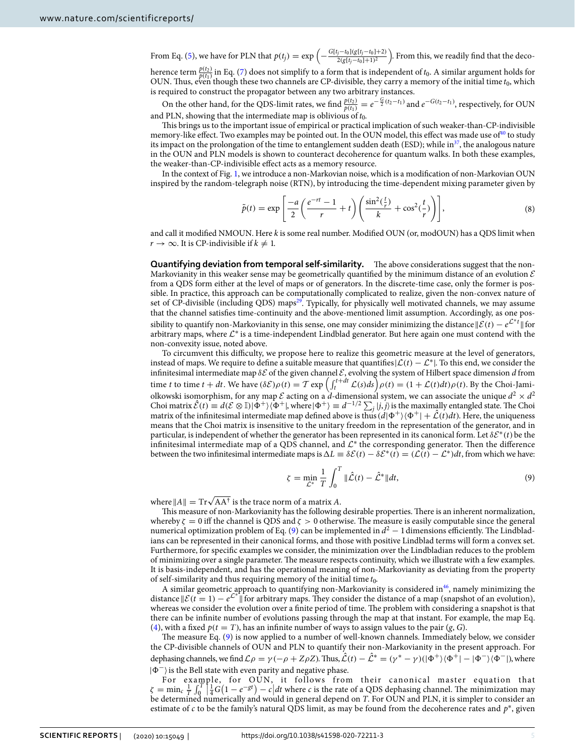From Eq. (5), we have for PLN that $p(t_j) = \exp\left(-\frac{G[t_j-t_0](g[t_j-t_0]+2)}{2(g[t_j-t_0]+1)^2}\right)$. From this, we readily find that the decoherence term $\frac{p(t_2)}{p(t_1)}$ in Eq. (7) does not simplify to a form that is independent of $t_0$. A similar argument holds for OUN. Thus, even though these two channels are CP-divisible, they carry a memory of the initial time $t_0$, which is required to construct the propagator between any two arbitrary instances.

On the other hand, for the QDS-limit rates, we find $\frac{p(t_2)}{p(t_1)} = e^{-\frac{G}{2}(t_2-t_1)}$ and $e^{-G(t_2-t_1)}$, respectively, for OUN and PLN, showing that the intermediate map is oblivious of $t_0$.

This brings us to the important issue of empirical or practical implication of such weaker-than-CP-indivisible memory-like effect. Two examples may be pointed out. In the OUN model, this effect was made use of[40] to study its impact on the prolongation of the time to entanglement sudden death (ESD); while in[37], the analogous nature in the OUN and PLN models is shown to counteract decoherence for quantum walks. In both these examples, the weaker-than-CP-indivisible effect acts as a memory resource.

In the context of Fig. 1, we introduce a non-Markovian noise, which is a modification of non-Markovian OUN inspired by the random-telegraph noise (RTN), by introducing the time-dependent mixing parameter given by

$$\tilde{p}(t) = \exp\left[\frac{-a}{2}\left(\frac{e^{-rt}-1}{r}+t\right)\left(\frac{\sin^2(\frac{t}{r})}{k}+\cos^2(\frac{t}{r})\right)\right], \tag{8}$$

and call it modified NMOUN. Here $k$ is some real number. Modified OUN (or, modOUN) has a QDS limit when $r \to \infty$. It is CP-indivisible if $k \neq 1$.

**Quantifying deviation from temporal self-similarity.** The above considerations suggest that the non-Markovianity in this weaker sense may be geometrically quantified by the minimum distance of an evolution $\mathcal{E}$ from a QDS form either at the level of maps or of generators. In the discrete-time case, only the former is possible. In practice, this approach can be computationally complicated to realize, given the non-convex nature of set of CP-divisible (including QDS) maps[29]. Typically, for physically well motivated channels, we may assume that the channel satisfies time-continuity and the above-mentioned limit assumption. Accordingly, as one possibility to quantify non-Markovianity in this sense, one may consider minimizing the distance $\|\mathcal{E}(t) - e^{\mathcal{L}^* t}\|$ for arbitrary maps, where $\mathcal{L}^*$ is a time-independent Lindblad generator. But here again one must contend with the non-convexity issue, noted above.

To circumvent this difficulty, we propose here to realize this geometric measure at the level of generators, instead of maps. We require to define a suitable measure that quantifies $|\mathcal{L}(t) - \mathcal{L}^*|$. To this end, we consider the infinitesimal intermediate map $\delta\mathcal{E}$ of the given channel $\mathcal{E}$, evolving the system of Hilbert space dimension $d$ from time $t$ to time $t+dt$. We have $(\delta\mathcal{E})\rho(t) = \mathcal{T}\exp\left(\int_t^{t+dt}\mathcal{L}(s)ds\right)\rho(t) = (1+\mathcal{L}(t)dt)\rho(t)$. By the Choi-Jamiolkowski isomorphism, for any map $\mathcal{E}$ acting on a $d$-dimensional system, we can associate the unique $d^2 \times d^2$ Choi matrix $\hat{\mathcal{E}}(t) \equiv d(\mathcal{E}\otimes\mathbb{I})|\Phi^+\rangle\langle\Phi^+|$, where $|\Phi^+\rangle \equiv d^{-1/2}\sum_j |j,j\rangle$ is the maximally entangled state. The Choi matrix of the infinitesimal intermediate map defined above is thus $(d|\Phi^+\rangle\langle\Phi^+| + \hat{\mathcal{L}}(t)dt)$. Here, the uniqueness means that the Choi matrix is insensitive to the unitary freedom in the representation of the generator, and in particular, is independent of whether the generator has been represented in its canonical form. Let $\delta\mathcal{E}^*(t)$ be the infinitesimal intermediate map of a QDS channel, and $\mathcal{L}^*$ the corresponding generator. Then the difference between the two infinitesimal intermediate maps is $\Delta L \equiv \delta\mathcal{E}(t) - \delta\mathcal{E}^*(t) = (\mathcal{L}(t) - \mathcal{L}^*)dt$, from which we have:

$$\zeta = \min_{\mathcal{L}^*} \frac{1}{T}\int_0^T \|\hat{\mathcal{L}}(t) - \hat{\mathcal{L}}^*\| dt, \tag{9}$$

where $\|A\| = \text{Tr}\sqrt{AA^\dagger}$ is the trace norm of a matrix $A$.

This measure of non-Markovianity has the following desirable properties. There is an inherent normalization, whereby $\zeta = 0$ iff the channel is QDS and $\zeta > 0$ otherwise. The measure is easily computable since the general numerical optimization problem of Eq. (9) can be implemented in $d^2 - 1$ dimensions efficiently. The Lindbladians can be represented in their canonical forms, and those with positive Lindblad terms will form a convex set. Furthermore, for specific examples we consider, the minimization over the Lindbladian reduces to the problem of minimizing over a single parameter. The measure respects continuity, which we illustrate with a few examples. It is basis-independent, and has the operational meaning of non-Markovianity as deviating from the property of self-similarity and thus requiring memory of the initial time $t_0$.

A similar geometric approach to quantifying non-Markovianity is considered in[46], namely minimizing the distance $\|\mathcal{E}(t=1) - e^{\mathcal{L}^*}\|$ for arbitrary maps. They consider the distance of a map (snapshot of an evolution), whereas we consider the evolution over a finite period of time. The problem with considering a snapshot is that there can be infinite number of evolutions passing through the map at that instant. For example, the map Eq. (4), with a fixed $p(t=T)$, has an infinite number of ways to assign values to the pair $(g, G)$.

The measure Eq. (9) is now applied to a number of well-known channels. Immediately below, we consider the CP-divisible channels of OUN and PLN to quantify their non-Markovianity in the present approach. For dephasing channels, we find $\mathcal{L}\rho = \gamma(-\rho + Z\rho Z)$. Thus, $\hat{\mathcal{L}}(t) - \hat{\mathcal{L}}^* = (\gamma^* - \gamma)(|\Phi^+\rangle\langle\Phi^+| - |\Phi^-\rangle\langle\Phi^-|)$, where $|\Phi^-\rangle$ is the Bell state with even parity and negative phase.

For example, for OUN, it follows from their canonical master equation that $\zeta = \min_c \frac{1}{T}\int_0^T \left|\frac{1}{4}G\left(1-e^{-gt}\right) - c\right| dt$ where $c$ is the rate of a QDS dephasing channel. The minimization may be determined numerically and would in general depend on $T$. For OUN and PLN, it is simpler to consider an estimate of $c$ to be the family's natural QDS limit, as may be found from the decoherence rates and $p^*$, given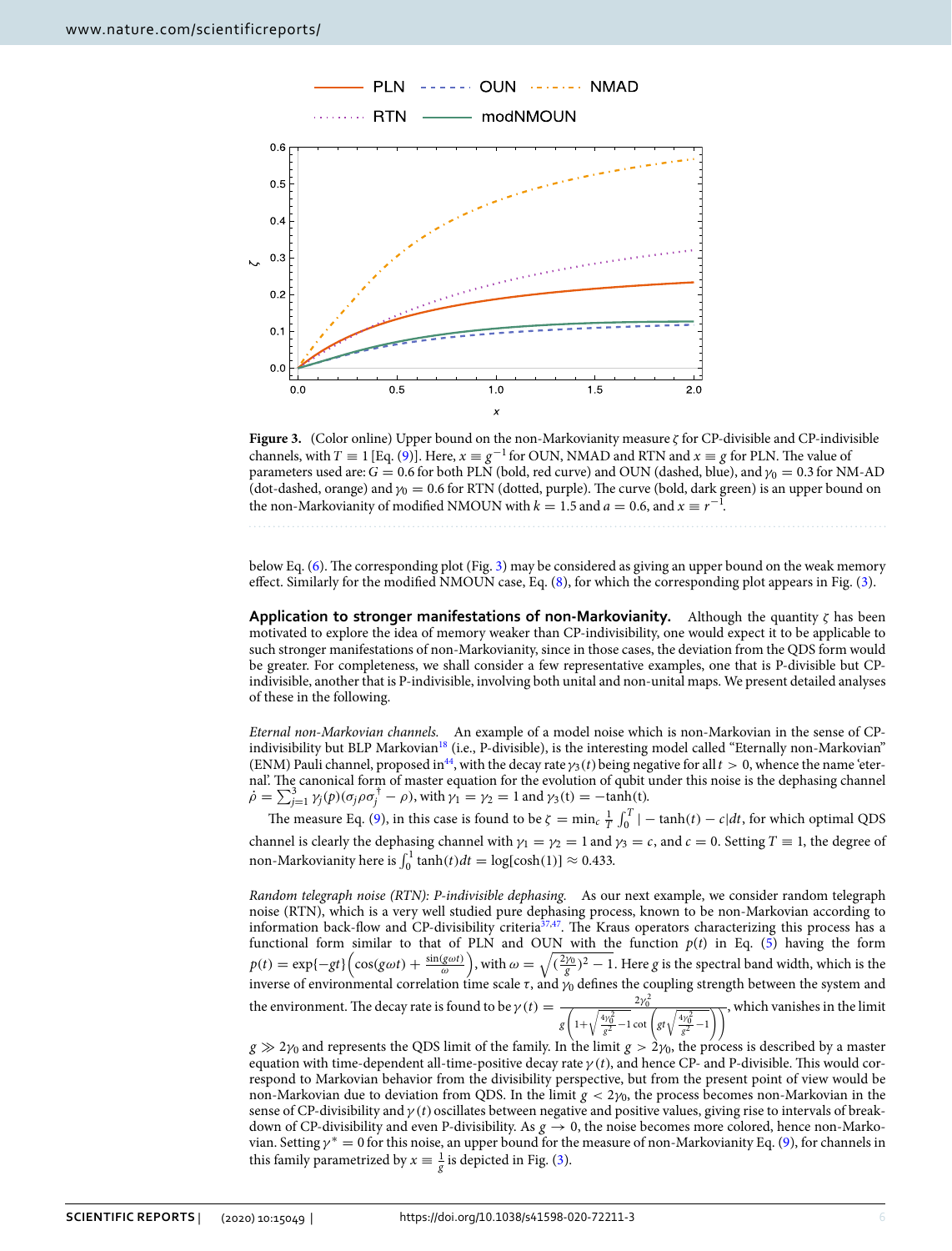**Figure 3.** (Color online) Upper bound on the non-Markovianity measure $\zeta$ for CP-divisible and CP-indivisible channels, with $T \equiv 1$ [Eq. (9)]. Here, $x \equiv g^{-1}$ for OUN, NMAD and RTN and $x \equiv g$ for PLN. The value of parameters used are: $G = 0.6$ for both PLN (bold, red curve) and OUN (dashed, blue), and $\gamma_0 = 0.3$ for NM-AD (dot-dashed, orange) and $\gamma_0 = 0.6$ for RTN (dotted, purple). The curve (bold, dark green) is an upper bound on the non-Markovianity of modified NMOUN with $k = 1.5$ and $a = 0.6$, and $x \equiv r^{-1}$.

below Eq. (6). The corresponding plot (Fig. 3) may be considered as giving an upper bound on the weak memory effect. Similarly for the modified NMOUN case, Eq. (8), for which the corresponding plot appears in Fig. (3).

**Application to stronger manifestations of non-Markovianity.** Although the quantity $\zeta$ has been motivated to explore the idea of memory weaker than CP-indivisibility, one would expect it to be applicable to such stronger manifestations of non-Markovianity, since in those cases, the deviation from the QDS form would be greater. For completeness, we shall consider a few representative examples, one that is P-divisible but CP-indivisible, another that is P-indivisible, involving both unital and non-unital maps. We present detailed analyses of these in the following.

*Eternal non-Markovian channels.* An example of a model noise which is non-Markovian in the sense of CP-indivisibility but BLP Markovian[18] (i.e., P-divisible), is the interesting model called "Eternally non-Markovian" (ENM) Pauli channel, proposed in[44], with the decay rate $\gamma_3(t)$ being negative for all $t > 0$, whence the name 'eternal'. The canonical form of master equation for the evolution of qubit under this noise is the dephasing channel $\dot{\rho} = \sum_{j=1}^{3} \gamma_j(p)(\sigma_j \rho \sigma_j^\dagger - \rho)$, with $\gamma_1 = \gamma_2 = 1$ and $\gamma_3(t) = -\tanh(t)$.

The measure Eq. (9), in this case is found to be $\zeta = \min_c \frac{1}{T}\int_0^T |-\tanh(t) - c|dt$, for which optimal QDS channel is clearly the dephasing channel with $\gamma_1 = \gamma_2 = 1$ and $\gamma_3 = c$, and $c = 0$. Setting $T \equiv 1$, the degree of non-Markovianity here is $\int_0^1 \tanh(t)dt = \log[\cosh(1)] \approx 0.433$.

*Random telegraph noise (RTN): P-indivisible dephasing.* As our next example, we consider random telegraph noise (RTN), which is a very well studied pure dephasing process, known to be non-Markovian according to information back-flow and CP-divisibility criteria[37,47]. The Kraus operators characterizing this process has a functional form similar to that of PLN and OUN with the function $p(t)$ in Eq. (5) having the form $p(t) = \exp\{-gt\}\left(\cos(g\omega t) + \frac{\sin(g\omega t)}{\omega}\right)$, with $\omega = \sqrt{(\frac{2\gamma_0}{g})^2 - 1}$. Here $g$ is the spectral band width, which is the inverse of environmental correlation time scale $\tau$, and $\gamma_0$ defines the coupling strength between the system and the environment. The decay rate is found to be $\gamma(t) = \frac{2\gamma_0^2}{g\left(1+\sqrt{\frac{4\gamma_0^2}{g^2}-1}\cot\left(gt\sqrt{\frac{4\gamma_0^2}{g^2}-1}\right)\right)}$, which vanishes in the limit $g \gg 2\gamma_0$ and represents the QDS limit of the family. In the limit $g > 2\gamma_0$, the process is described by a master equation with time-dependent all-time-positive decay rate $\gamma(t)$, and hence CP- and P-divisible. This would correspond to Markovian behavior from the divisibility perspective, but from the present point of view would be non-Markovian due to deviation from QDS. In the limit $g < 2\gamma_0$, the process becomes non-Markovian in the sense of CP-divisibility and $\gamma(t)$ oscillates between negative and positive values, giving rise to intervals of breakdown of CP-divisibility and even P-divisibility. As $g \to 0$, the noise becomes more colored, hence non-Markovian. Setting $\gamma^* = 0$ for this noise, an upper bound for the measure of non-Markovianity Eq. (9), for channels in this family parametrized by $x \equiv \frac{1}{g}$ is depicted in Fig. (3).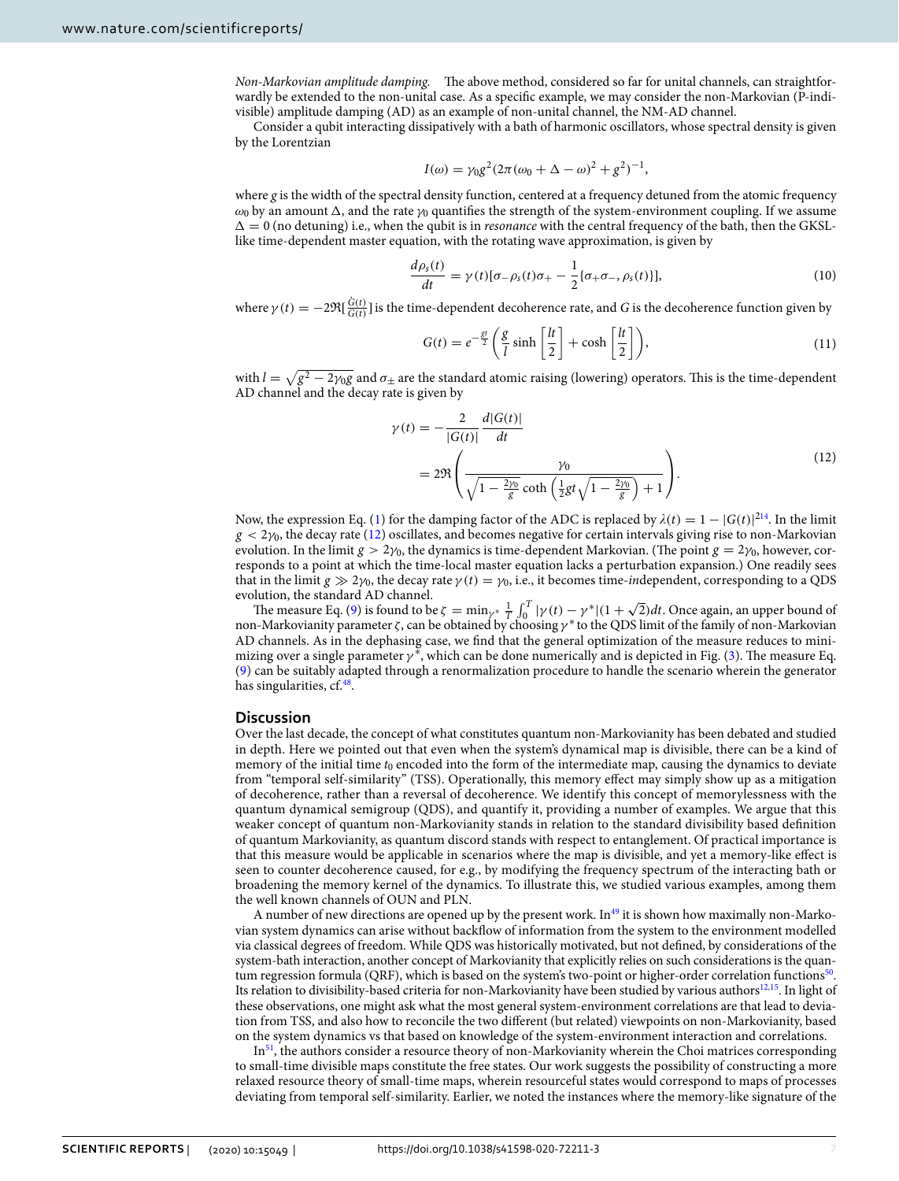*Non-Markovian amplitude damping.* The above method, considered so far for unital channels, can straightforwardly be extended to the non-unital case. As a specific example, we may consider the non-Markovian (P-indivisible) amplitude damping (AD) as an example of non-unital channel, the NM-AD channel.

Consider a qubit interacting dissipatively with a bath of harmonic oscillators, whose spectral density is given by the Lorentzian

$$I(\omega) = \gamma_0 g^2 (2\pi(\omega_0 + \Delta - \omega)^2 + g^2)^{-1},$$

where $g$ is the width of the spectral density function, centered at a frequency detuned from the atomic frequency $\omega_0$ by an amount $\Delta$, and the rate $\gamma_0$ quantifies the strength of the system-environment coupling. If we assume $\Delta = 0$ (no detuning) i.e., when the qubit is in *resonance* with the central frequency of the bath, then the GKSL-like time-dependent master equation, with the rotating wave approximation, is given by

$$\frac{d\rho_s(t)}{dt} = \gamma(t)[\sigma_- \rho_s(t)\sigma_+ - \frac{1}{2}\{\sigma_+\sigma_-, \rho_s(t)\}], \tag{10}$$

where $\gamma(t) = -2\Re[\frac{\dot{G}(t)}{G(t)}]$ is the time-dependent decoherence rate, and $G$ is the decoherence function given by

$$G(t) = e^{-\frac{gt}{2}}\left(\frac{g}{l}\sinh\left[\frac{lt}{2}\right] + \cosh\left[\frac{lt}{2}\right]\right), \tag{11}$$

with $l = \sqrt{g^2 - 2\gamma_0 g}$ and $\sigma_\pm$ are the standard atomic raising (lowering) operators. This is the time-dependent AD channel and the decay rate is given by

$$\begin{aligned} \gamma(t) &= -\frac{2}{|G(t)|}\frac{d|G(t)|}{dt} \\ &= 2\Re\left(\frac{\gamma_0}{\sqrt{1 - \frac{2\gamma_0}{g}}\coth\left(\frac{1}{2}gt\sqrt{1 - \frac{2\gamma_0}{g}}\right) + 1}\right). \end{aligned} \tag{12}$$

Now, the expression Eq. (1) for the damping factor of the ADC is replaced by $\lambda(t) = 1 - |G(t)|^2$[14]. In the limit $g < 2\gamma_0$, the decay rate (12) oscillates, and becomes negative for certain intervals giving rise to non-Markovian evolution. In the limit $g > 2\gamma_0$, the dynamics is time-dependent Markovian. (The point $g = 2\gamma_0$, however, corresponds to a point at which the time-local master equation lacks a perturbation expansion.) One readily sees that in the limit $g \gg 2\gamma_0$, the decay rate $\gamma(t) = \gamma_0$, i.e., it becomes time-*in*dependent, corresponding to a QDS evolution, the standard AD channel.

The measure Eq. (9) is found to be $\zeta = \min_{\gamma^*} \frac{1}{T}\int_0^T |\gamma(t) - \gamma^*|(1 + \sqrt{2})dt$. Once again, an upper bound of non-Markovianity parameter $\zeta$, can be obtained by choosing $\gamma^*$ to the QDS limit of the family of non-Markovian AD channels. As in the dephasing case, we find that the general optimization of the measure reduces to minimizing over a single parameter $\gamma^*$, which can be done numerically and is depicted in Fig. (3). The measure Eq. (9) can be suitably adapted through a renormalization procedure to handle the scenario wherein the generator has singularities, cf.[48].

## Discussion

Over the last decade, the concept of what constitutes quantum non-Markovianity has been debated and studied in depth. Here we pointed out that even when the system's dynamical map is divisible, there can be a kind of memory of the initial time $t_0$ encoded into the form of the intermediate map, causing the dynamics to deviate from "temporal self-similarity" (TSS). Operationally, this memory effect may simply show up as a mitigation of decoherence, rather than a reversal of decoherence. We identify this concept of memorylessness with the quantum dynamical semigroup (QDS), and quantify it, providing a number of examples. We argue that this weaker concept of quantum non-Markovianity stands in relation to the standard divisibility based definition of quantum Markovianity, as quantum discord stands with respect to entanglement. Of practical importance is that this measure would be applicable in scenarios where the map is divisible, and yet a memory-like effect is seen to counter decoherence caused, for e.g., by modifying the frequency spectrum of the interacting bath or broadening the memory kernel of the dynamics. To illustrate this, we studied various examples, among them the well known channels of OUN and PLN.

A number of new directions are opened up by the present work. In[49] it is shown how maximally non-Markovian system dynamics can arise without backflow of information from the system to the environment modelled via classical degrees of freedom. While QDS was historically motivated, but not defined, by considerations of the system-bath interaction, another concept of Markovianity that explicitly relies on such considerations is the quantum regression formula (QRF), which is based on the system's two-point or higher-order correlation functions[50]. Its relation to divisibility-based criteria for non-Markovianity have been studied by various authors[12,15]. In light of these observations, one might ask what the most general system-environment correlations are that lead to deviation from TSS, and also how to reconcile the two different (but related) viewpoints on non-Markovianity, based on the system dynamics vs that based on knowledge of the system-environment interaction and correlations.

In[51], the authors consider a resource theory of non-Markovianity wherein the Choi matrices corresponding to small-time divisible maps constitute the free states. Our work suggests the possibility of constructing a more relaxed resource theory of small-time maps, wherein resourceful states would correspond to maps of processes deviating from temporal self-similarity. Earlier, we noted the instances where the memory-like signature of the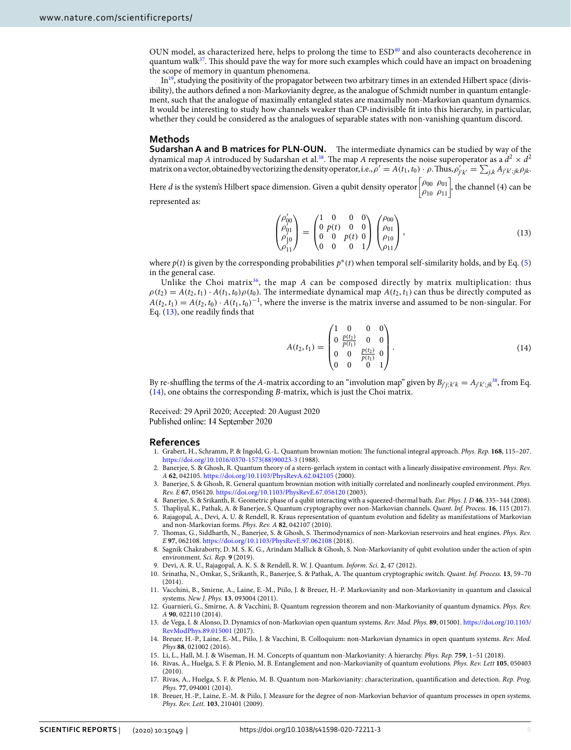OUN model, as characterized here, helps to prolong the time to ESD[40] and also counteracts decoherence in quantum walk[37]. This should pave the way for more such examples which could have an impact on broadening the scope of memory in quantum phenomena.

In[19], studying the positivity of the propagator between two arbitrary times in an extended Hilbert space (divisibility), the authors defined a non-Markovianity degree, as the analogue of Schmidt number in quantum entanglement, such that the analogue of maximally entangled states are maximally non-Markovian quantum dynamics. It would be interesting to study how channels weaker than CP-indivisible fit into this hierarchy, in particular, whether they could be considered as the analogues of separable states with non-vanishing quantum discord.

## Methods

**Sudarshan A and B matrices for PLN-OUN.** The intermediate dynamics can be studied by way of the dynamical map $A$ introduced by Sudarshan et al.[38]. The map $A$ represents the noise superoperator as a $d^2 \times d^2$ matrix on a vector, obtained by vectorizing the density operator, i.e., $\rho' = A(t_1, t_0) \cdot \rho$. Thus, $\rho'_{j'k'} = \sum_{j,k} A_{j'k';jk}\rho_{jk}$. Here $d$ is the system's Hilbert space dimension. Given a qubit density operator $\begin{bmatrix} \rho_{00} & \rho_{01} \\ \rho_{10} & \rho_{11} \end{bmatrix}$, the channel (4) can be represented as:

$$\begin{pmatrix} \rho'_{00} \\ \rho'_{01} \\ \rho'_{10} \\ \rho'_{11} \end{pmatrix} = \begin{pmatrix} 1 & 0 & 0 & 0 \\ 0 & p(t) & 0 & 0 \\ 0 & 0 & p(t) & 0 \\ 0 & 0 & 0 & 1 \end{pmatrix} \begin{pmatrix} \rho_{00} \\ \rho_{01} \\ \rho_{10} \\ \rho_{11} \end{pmatrix}, \tag{13}$$

where $p(t)$ is given by the corresponding probabilities $p^*(t)$ when temporal self-similarity holds, and by Eq. (5) in the general case.

Unlike the Choi matrix[36], the map $A$ can be composed directly by matrix multiplication: thus $\rho(t_2) = A(t_2, t_1) \cdot A(t_1, t_0)\rho(t_0)$. The intermediate dynamical map $A(t_2, t_1)$ can thus be directly computed as $A(t_2, t_1) = A(t_2, t_0) \cdot A(t_1, t_0)^{-1}$, where the inverse is the matrix inverse and assumed to be non-singular. For Eq. (13), one readily finds that

$$A(t_2, t_1) = \begin{pmatrix} 1 & 0 & 0 & 0 \\ 0 & \frac{p(t_2)}{p(t_1)} & 0 & 0 \\ 0 & 0 & \frac{p(t_2)}{p(t_1)} & 0 \\ 0 & 0 & 0 & 1 \end{pmatrix}. \tag{14}$$

By re-shuffling the terms of the $A$-matrix according to an "involution map" given by $B_{j'j;k'k} = A_{j'k';jk}$[38], from Eq. (14), one obtains the corresponding $B$-matrix, which is just the Choi matrix.

Received: 29 April 2020; Accepted: 20 August 2020
Published online: 14 September 2020

## References

1. Grabert, H., Schramm, P. & Ingold, G.-L. Quantum brownian motion: The functional integral approach. *Phys. Rep.* **168**, 115–207. https://doi.org/10.1016/0370-1573(88)90023-3 (1988).
2. Banerjee, S. & Ghosh, R. Quantum theory of a stern-gerlach system in contact with a linearly dissipative environment. *Phys. Rev. A* **62**, 042105. https://doi.org/10.1103/PhysRevA.62.042105 (2000).
3. Banerjee, S. & Ghosh, R. General quantum brownian motion with initially correlated and nonlinearly coupled environment. *Phys. Rev. E* **67**, 056120. https://doi.org/10.1103/PhysRevE.67.056120 (2003).
4. Banerjee, S. & Srikanth, R. Geometric phase of a qubit interacting with a squeezed-thermal bath. *Eur. Phys. J. D* **46**, 335–344 (2008).
5. Thapliyal, K., Pathak, A. & Banerjee, S. Quantum cryptography over non-Markovian channels. *Quant. Inf. Process.* **16**, 115 (2017).
6. Rajagopal, A., Devi, A. U. & Rendell, R. Kraus representation of quantum evolution and fidelity as manifestations of Markovian and non-Markovian forms. *Phys. Rev. A* **82**, 042107 (2010).
7. Thomas, G., Siddharth, N., Banerjee, S. & Ghosh, S. Thermodynamics of non-Markovian reservoirs and heat engines. *Phys. Rev. E* **97**, 062108. https://doi.org/10.1103/PhysRevE.97.062108 (2018).
8. Sagnik Chakraborty, D. M. S. K. G., Arindam Mallick & Ghosh, S. Non-Markovianity of qubit evolution under the action of spin environment. *Sci. Rep.* **9** (2019).
9. Devi, A. R. U., Rajagopal, A. K. S. & Rendell, R. W. J. Quantum. *Inform. Sci.* **2**, 47 (2012).
10. Srinatha, N., Omkar, S., Srikanth, R., Banerjee, S. & Pathak, A. The quantum cryptographic switch. *Quant. Inf. Process.* **13**, 59–70 (2014).
11. Vacchini, B., Smirne, A., Laine, E.-M., Piilo, J. & Breuer, H.-P. Markovianity and non-Markovianity in quantum and classical systems. *New J. Phys.* **13**, 093004 (2011).
12. Guarnieri, G., Smirne, A. & Vacchini, B. Quantum regression theorem and non-Markovianity of quantum dynamics. *Phys. Rev. A* **90**, 022110 (2014).
13. de Vega, I. & Alonso, D. Dynamics of non-Markovian open quantum systems. *Rev. Mod. Phys.* **89**, 015001. https://doi.org/10.1103/RevModPhys.89.015001 (2017).
14. Breuer, H.-P., Laine, E.-M., Piilo, J. & Vacchini, B. Colloquium: non-Markovian dynamics in open quantum systems. *Rev. Mod. Phys* **88**, 021002 (2016).
15. Li, L., Hall, M. J. & Wiseman, H. M. Concepts of quantum non-Markovianity: A hierarchy. *Phys. Rep.* **759**, 1–51 (2018).
16. Rivas, Á., Huelga, S. F. & Plenio, M. B. Entanglement and non-Markovianity of quantum evolutions. *Phys. Rev. Lett* **105**, 050403 (2010).
17. Rivas, A., Huelga, S. F. & Plenio, M. B. Quantum non-Markovianity: characterization, quantification and detection. *Rep. Prog. Phys.* **77**, 094001 (2014).
18. Breuer, H.-P., Laine, E.-M. & Piilo, J. Measure for the degree of non-Markovian behavior of quantum processes in open systems. *Phys. Rev. Lett.* **103**, 210401 (2009).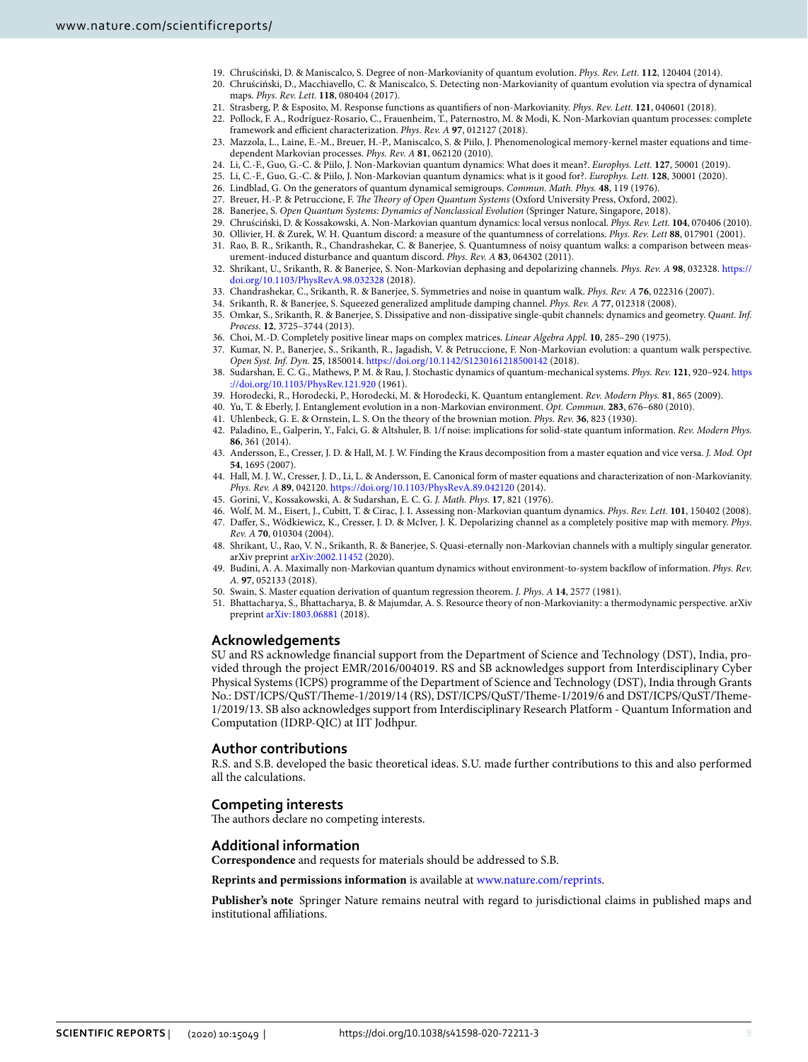19. Chruściński, D. & Maniscalco, S. Degree of non-Markovianity of quantum evolution. *Phys. Rev. Lett.* **112**, 120404 (2014).
20. Chruściński, D., Macchiavello, C. & Maniscalco, S. Detecting non-Markovianity of quantum evolution via spectra of dynamical maps. *Phys. Rev. Lett.* **118**, 080404 (2017).
21. Strasberg, P. & Esposito, M. Response functions as quantifiers of non-Markovianity. *Phys. Rev. Lett.* **121**, 040601 (2018).
22. Pollock, F. A., Rodríguez-Rosario, C., Frauenheim, T., Paternostro, M. & Modi, K. Non-Markovian quantum processes: complete framework and efficient characterization. *Phys. Rev. A* **97**, 012127 (2018).
23. Mazzola, L., Laine, E.-M., Breuer, H.-P., Maniscalco, S. & Piilo, J. Phenomenological memory-kernel master equations and time-dependent Markovian processes. *Phys. Rev. A* **81**, 062120 (2010).
24. Li, C.-F., Guo, G.-C. & Piilo, J. Non-Markovian quantum dynamics: What does it mean?. *Europhys. Lett.* **127**, 50001 (2019).
25. Li, C.-F., Guo, G.-C. & Piilo, J. Non-Markovian quantum dynamics: what is it good for?. *Europhys. Lett.* **128**, 30001 (2020).
26. Lindblad, G. On the generators of quantum dynamical semigroups. *Commun. Math. Phys.* **48**, 119 (1976).
27. Breuer, H.-P. & Petruccione, F. *The Theory of Open Quantum Systems* (Oxford University Press, Oxford, 2002).
28. Banerjee, S. *Open Quantum Systems: Dynamics of Nonclassical Evolution* (Springer Nature, Singapore, 2018).
29. Chruściński, D. & Kossakowski, A. Non-Markovian quantum dynamics: local versus nonlocal. *Phys. Rev. Lett.* **104**, 070406 (2010).
30. Ollivier, H. & Zurek, W. H. Quantum discord: a measure of the quantumness of correlations. *Phys. Rev. Lett* **88**, 017901 (2001).
31. Rao, B. R., Srikanth, R., Chandrashekar, C. & Banerjee, S. Quantumness of noisy quantum walks: a comparison between measurement-induced disturbance and quantum discord. *Phys. Rev. A* **83**, 064302 (2011).
32. Shrikant, U., Srikanth, R. & Banerjee, S. Non-Markovian dephasing and depolarizing channels. *Phys. Rev. A* **98**, 032328. https://doi.org/10.1103/PhysRevA.98.032328 (2018).
33. Chandrashekar, C., Srikanth, R. & Banerjee, S. Symmetries and noise in quantum walk. *Phys. Rev. A* **76**, 022316 (2007).
34. Srikanth, R. & Banerjee, S. Squeezed generalized amplitude damping channel. *Phys. Rev. A* **77**, 012318 (2008).
35. Omkar, S., Srikanth, R. & Banerjee, S. Dissipative and non-dissipative single-qubit channels: dynamics and geometry. *Quant. Inf. Process.* **12**, 3725–3744 (2013).
36. Choi, M.-D. Completely positive linear maps on complex matrices. *Linear Algebra Appl.* **10**, 285–290 (1975).
37. Kumar, N. P., Banerjee, S., Srikanth, R., Jagadish, V. & Petruccione, F. Non-Markovian evolution: a quantum walk perspective. *Open Syst. Inf. Dyn.* **25**, 1850014. https://doi.org/10.1142/S1230161218500142 (2018).
38. Sudarshan, E. C. G., Mathews, P. M. & Rau, J. Stochastic dynamics of quantum-mechanical systems. *Phys. Rev.* **121**, 920–924. https://doi.org/10.1103/PhysRev.121.920 (1961).
39. Horodecki, R., Horodecki, P., Horodecki, M. & Horodecki, K. Quantum entanglement. *Rev. Modern Phys.* **81**, 865 (2009).
40. Yu, T. & Eberly, J. Entanglement evolution in a non-Markovian environment. *Opt. Commun.* **283**, 676–680 (2010).
41. Uhlenbeck, G. E. & Ornstein, L. S. On the theory of the brownian motion. *Phys. Rev.* **36**, 823 (1930).
42. Paladino, E., Galperin, Y., Falci, G. & Altshuler, B. 1/f noise: implications for solid-state quantum information. *Rev. Modern Phys.* **86**, 361 (2014).
43. Andersson, E., Cresser, J. D. & Hall, M. J. W. Finding the Kraus decomposition from a master equation and vice versa. *J. Mod. Opt* **54**, 1695 (2007).
44. Hall, M. J. W., Cresser, J. D., Li, L. & Andersson, E. Canonical form of master equations and characterization of non-Markovianity. *Phys. Rev. A* **89**, 042120. https://doi.org/10.1103/PhysRevA.89.042120 (2014).
45. Gorini, V., Kossakowski, A. & Sudarshan, E. C. G. *J. Math. Phys.* **17**, 821 (1976).
46. Wolf, M. M., Eisert, J., Cubitt, T. & Cirac, J. I. Assessing non-Markovian quantum dynamics. *Phys. Rev. Lett.* **101**, 150402 (2008).
47. Daffer, S., Wódkiewicz, K., Cresser, J. D. & McIver, J. K. Depolarizing channel as a completely positive map with memory. *Phys. Rev. A* **70**, 010304 (2004).
48. Shrikant, U., Rao, V. N., Srikanth, R. & Banerjee, S. Quasi-eternally non-Markovian channels with a multiply singular generator. arXiv preprint arXiv:2002.11452 (2020).
49. Budini, A. A. Maximally non-Markovian quantum dynamics without environment-to-system backflow of information. *Phys. Rev. A*. **97**, 052133 (2018).
50. Swain, S. Master equation derivation of quantum regression theorem. *J. Phys. A* **14**, 2577 (1981).
51. Bhattacharya, S., Bhattacharya, B. & Majumdar, A. S. Resource theory of non-Markovianity: a thermodynamic perspective. arXiv preprint arXiv:1803.06881 (2018).

## Acknowledgements

SU and RS acknowledge financial support from the Department of Science and Technology (DST), India, provided through the project EMR/2016/004019. RS and SB acknowledges support from Interdisciplinary Cyber Physical Systems (ICPS) programme of the Department of Science and Technology (DST), India through Grants No.: DST/ICPS/QuST/Theme-1/2019/14 (RS), DST/ICPS/QuST/Theme-1/2019/6 and DST/ICPS/QuST/Theme-1/2019/13. SB also acknowledges support from Interdisciplinary Research Platform - Quantum Information and Computation (IDRP-QIC) at IIT Jodhpur.

## Author contributions

R.S. and S.B. developed the basic theoretical ideas. S.U. made further contributions to this and also performed all the calculations.

## Competing interests

The authors declare no competing interests.

## Additional information

**Correspondence** and requests for materials should be addressed to S.B.

**Reprints and permissions information** is available at www.nature.com/reprints.

**Publisher's note** Springer Nature remains neutral with regard to jurisdictional claims in published maps and institutional affiliations.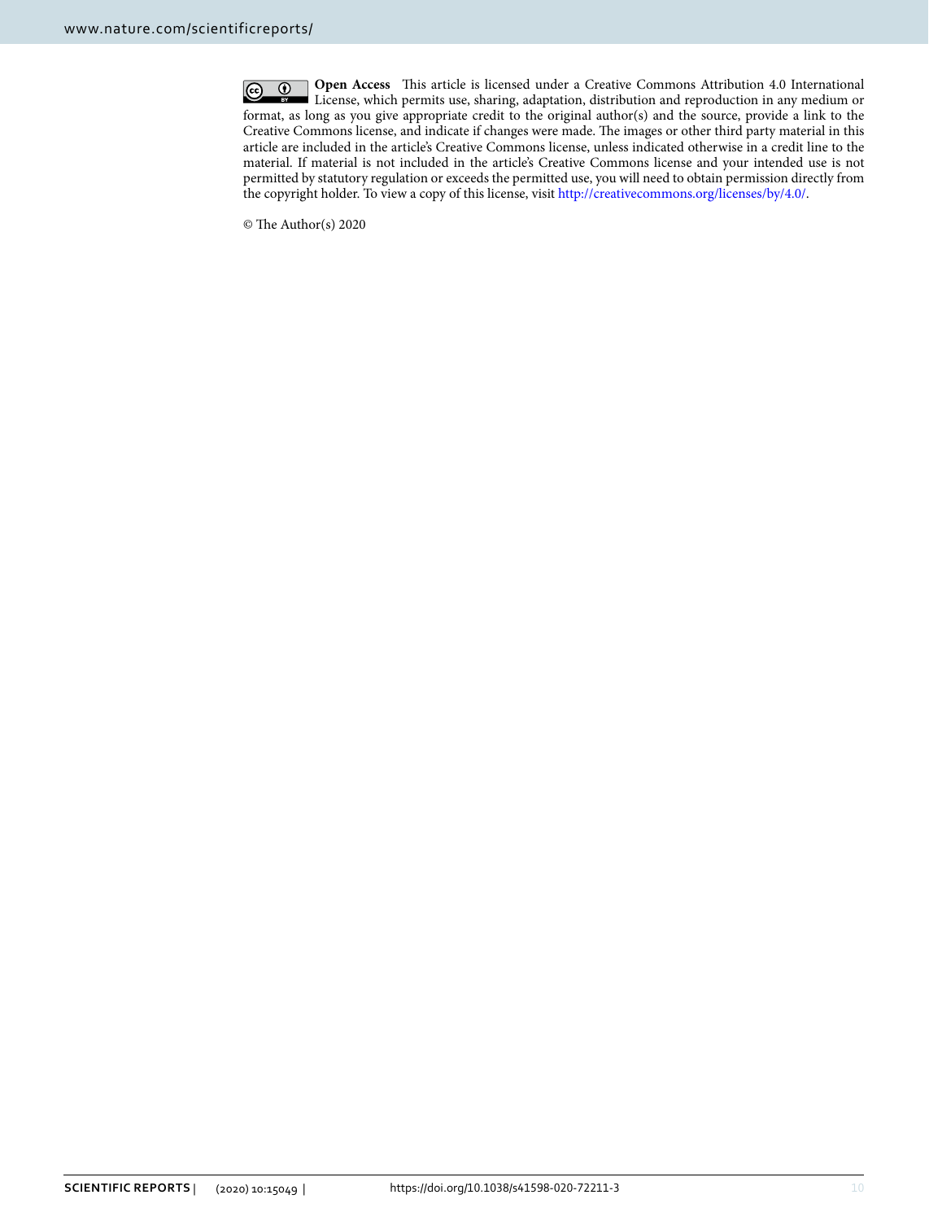**Open Access** This article is licensed under a Creative Commons Attribution 4.0 International License, which permits use, sharing, adaptation, distribution and reproduction in any medium or format, as long as you give appropriate credit to the original author(s) and the source, provide a link to the Creative Commons license, and indicate if changes were made. The images or other third party material in this article are included in the article's Creative Commons license, unless indicated otherwise in a credit line to the material. If material is not included in the article's Creative Commons license and your intended use is not permitted by statutory regulation or exceeds the permitted use, you will need to obtain permission directly from the copyright holder. To view a copy of this license, visit http://creativecommons.org/licenses/by/4.0/.

© The Author(s) 2020